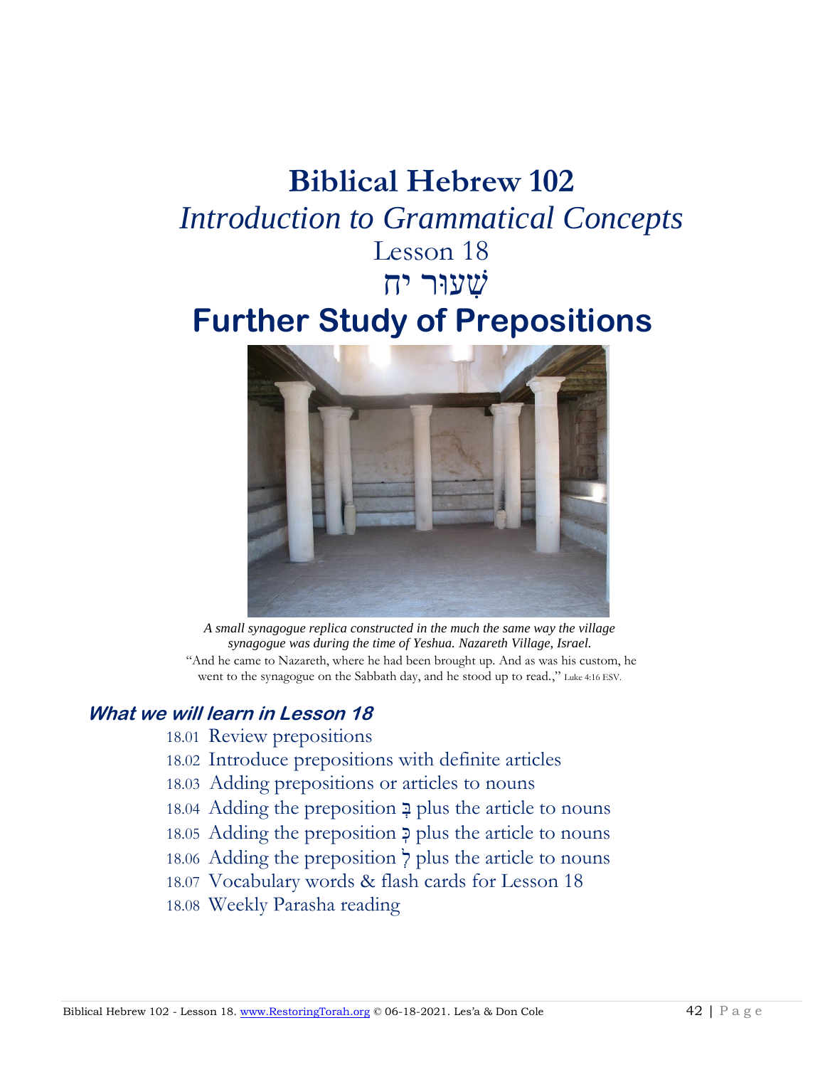# Biblical Hebrew 102

## *Introduction to Grammatical Concepts*

Lesson 18

שִׁעוּר יח

# Further Study of Prepositions

*A small synagogue replica constructed in the much the same way the village synagogue was during the time of Yeshua. Nazareth Village, Israel.*

"And he came to Nazareth, where he had been brought up. And as was his custom, he went to the synagogue on the Sabbath day, and he stood up to read.," Luke 4:16 ESV.

### *What we will learn in Lesson 18*

18.01 Review prepositions
18.02 Introduce prepositions with definite articles
18.03 Adding prepositions or articles to nouns
18.04 Adding the preposition בְּ plus the article to nouns
18.05 Adding the preposition כְּ plus the article to nouns
18.06 Adding the preposition לְ plus the article to nouns
18.07 Vocabulary words & flash cards for Lesson 18
18.08 Weekly Parasha reading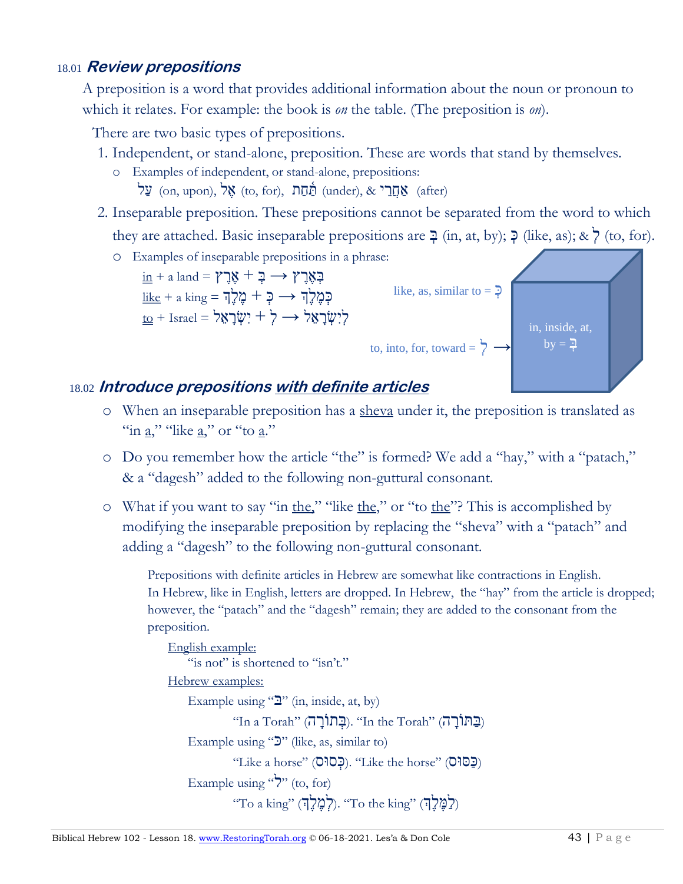## 18.01 *Review prepositions*

A preposition is a word that provides additional information about the noun or pronoun to which it relates. For example: the book is *on* the table. (The preposition is *on*).

There are two basic types of prepositions.

1. Independent, or stand-alone, preposition. These are words that stand by themselves.
   - Examples of independent, or stand-alone, prepositions:
     עַל (on, upon), אֶל (to, for), תַּחַת (under), & אַחֲרֵי (after)
2. Inseparable preposition. These prepositions cannot be separated from the word to which they are attached. Basic inseparable prepositions are בְּ (in, at, by); כְּ (like, as); & לְ (to, for).
   - Examples of inseparable prepositions in a phrase:
     in + a land = בְּ + אֶרֶץ → בְּאֶרֶץ
     like + a king = כְּ + מֶלֶךְ → כְּמֶלֶךְ
     to + Israel = לְ + יִשְׂרָאֵל → לְיִשְׂרָאֵל

like, as, similar to = כְּ

in, inside, at, by = בְּ

to, into, for, toward = לְ →

## 18.02 *Introduce prepositions with definite articles*

- When an inseparable preposition has a sheva under it, the preposition is translated as "in a," "like a," or "to a."
- Do you remember how the article "the" is formed? We add a "hay," with a "patach," & a "dagesh" added to the following non-guttural consonant.
- What if you want to say "in the," "like the," or "to the"? This is accomplished by modifying the inseparable preposition by replacing the "sheva" with a "patach" and adding a "dagesh" to the following non-guttural consonant.

Prepositions with definite articles in Hebrew are somewhat like contractions in English. In Hebrew, like in English, letters are dropped. In Hebrew, the "hay" from the article is dropped; however, the "patach" and the "dagesh" remain; they are added to the consonant from the preposition.

English example:
"is not" is shortened to "isn't."

Hebrew examples:

Example using "בּ" (in, inside, at, by)
"In a Torah" (בְּתוֹרָה). "In the Torah" (בַּתּוֹרָה)

Example using "כּ" (like, as, similar to)
"Like a horse" (כְּסוּס). "Like the horse" (כַּסּוּס)

Example using "ל" (to, for)
"To a king" (לְמֶלֶךְ). "To the king" (לַמֶּלֶךְ)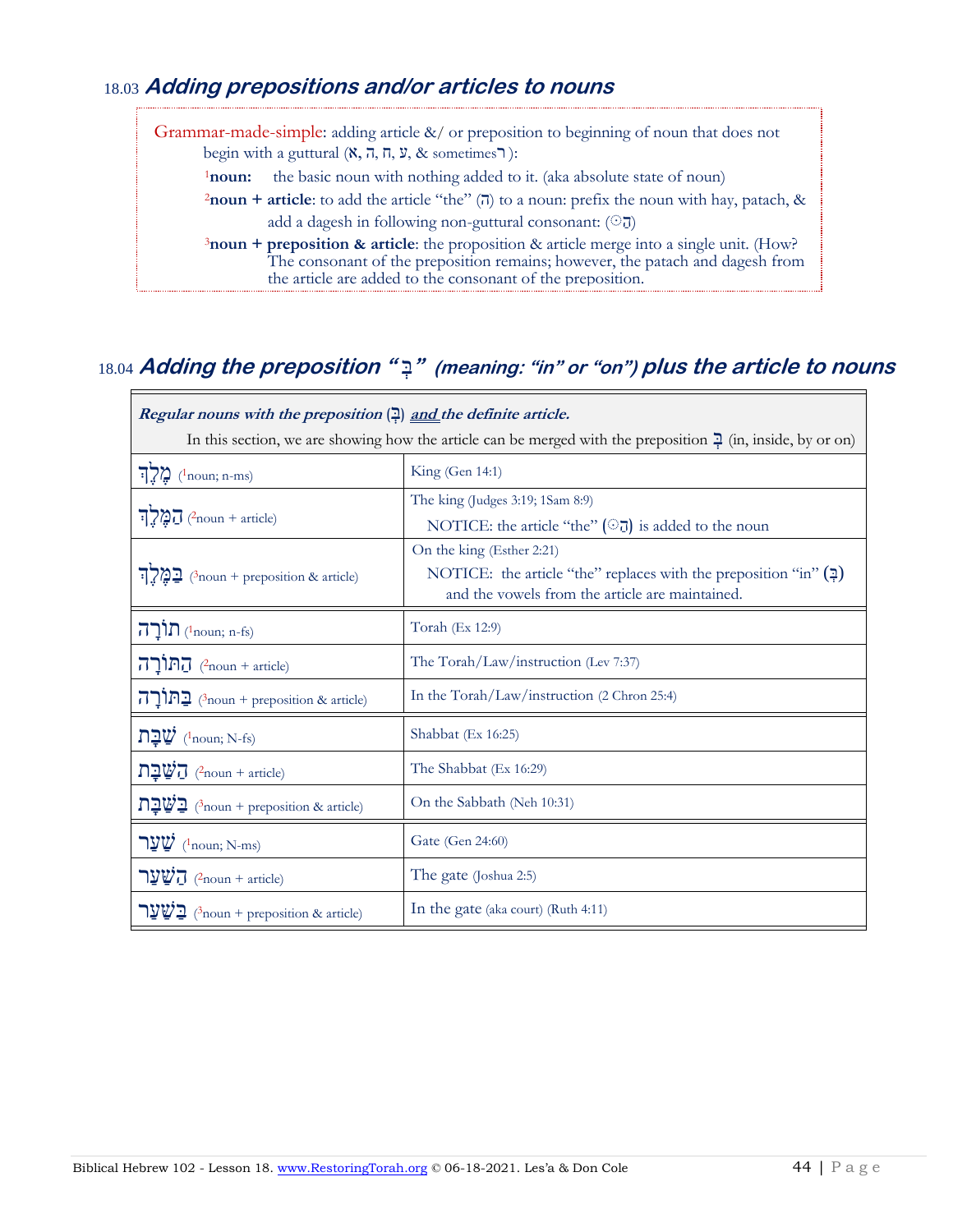## 18.03 *Adding prepositions and/or articles to nouns*

Grammar-made-simple: adding article &/ or preposition to beginning of noun that does not begin with a guttural (א, ה, ח, ע, & sometimes ר):

[1]**noun:** the basic noun with nothing added to it. (aka absolute state of noun)

[2]**noun + article**: to add the article "the" (הַ) to a noun: prefix the noun with hay, patach, & add a dagesh in following non-guttural consonant: (הַ◌ּ)

[3]**noun + preposition & article**: the proposition & article merge into a single unit. (How? The consonant of the preposition remains; however, the patach and dagesh from the article are added to the consonant of the preposition.

## 18.04 *Adding the preposition "בְּ" (meaning: "in" or "on") plus the article to nouns*

| ***Regular nouns with the preposition (בְּ) and the definite article.*** In this section, we are showing how the article can be merged with the preposition בְּ (in, inside, by or on) | |
|---|---|
| מֶלֶךְ ([1]noun; n-ms) | King (Gen 14:1) |
| הַמֶּלֶךְ ([2]noun + article) | The king (Judges 3:19; 1Sam 8:9) NOTICE: the article "the" (הַ◌ּ) is added to the noun |
| בַּמֶּלֶךְ ([3]noun + preposition & article) | On the king (Esther 2:21) NOTICE: the article "the" replaces with the preposition "in" (בְּ) and the vowels from the article are maintained. |
| תּוֹרָה ([1]noun; n-fs) | Torah (Ex 12:9) |
| הַתּוֹרָה ([2]noun + article) | The Torah/Law/instruction (Lev 7:37) |
| בַּתּוֹרָה ([3]noun + preposition & article) | In the Torah/Law/instruction (2 Chron 25:4) |
| שַׁבָּת ([1]noun; N-fs) | Shabbat (Ex 16:25) |
| הַשַּׁבָּת ([2]noun + article) | The Shabbat (Ex 16:29) |
| בַּשַּׁבָּת ([3]noun + preposition & article) | On the Sabbath (Neh 10:31) |
| שַׁעַר ([1]noun; N-ms) | Gate (Gen 24:60) |
| הַשַּׁעַר ([2]noun + article) | The gate (Joshua 2:5) |
| בַּשַּׁעַר ([3]noun + preposition & article) | In the gate (aka court) (Ruth 4:11) |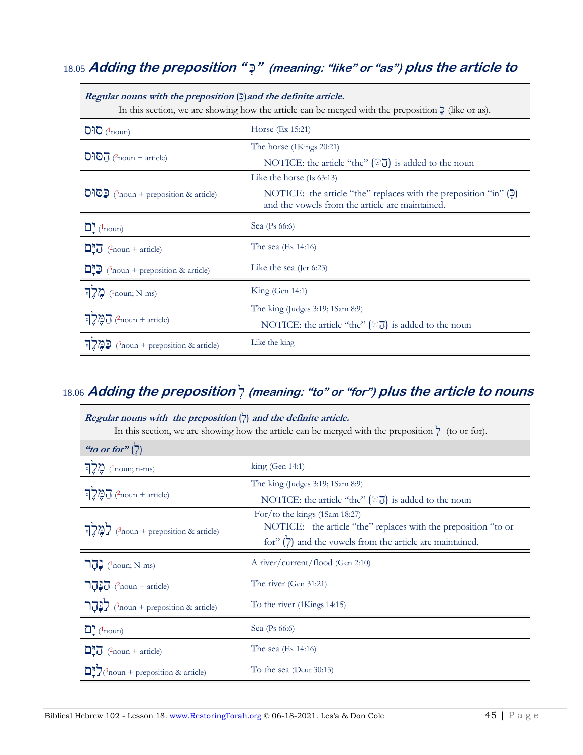## 18.05 Adding the preposition "כְּ" (meaning: "like" or "as") plus the article to

| ***Regular nouns with the preposition (כְּ) and the definite article.*** In this section, we are showing how the article can be merged with the preposition כְּ (like or as). | |
|---|---|
| סוּס ([1]noun) | Horse (Ex 15:21) |
| הַסּוּס ([2]noun + article) | The horse (1Kings 20:21) NOTICE: the article "the" (הַ◌) is added to the noun |
| כַּסּוּס ([3]noun + preposition & article) | Like the horse (Is 63:13) NOTICE: the article "the" replaces with the preposition "in" (כְּ) and the vowels from the article are maintained. |
| יָם ([1]noun) | Sea (Ps 66:6) |
| הַיָּם ([2]noun + article) | The sea (Ex 14:16) |
| כַּיָּם ([3]noun + preposition & article) | Like the sea (Jer 6:23) |
| מֶלֶךְ ([1]noun; N-ms) | King (Gen 14:1) |
| הַמֶּלֶךְ ([2]noun + article) | The king (Judges 3:19; 1Sam 8:9) NOTICE: the article "the" (הַ◌) is added to the noun |
| כַּמֶּלֶךְ ([3]noun + preposition & article) | Like the king |

## 18.06 Adding the preposition לְ (meaning: "to" or "for") plus the article to nouns

| ***Regular nouns with the preposition (לְ) and the definite article.*** In this section, we are showing how the article can be merged with the preposition לְ (to or for). | |
|---|---|
| ***"to or for" (לְ)*** | |
| מֶלֶךְ ([1]noun; n-ms) | king (Gen 14:1) |
| הַמֶּלֶךְ ([2]noun + article) | The king (Judges 3:19; 1Sam 8:9) NOTICE: the article "the" (הַ◌) is added to the noun |
| לַמֶּלֶךְ ([3]noun + preposition & article) | For/to the kings (1Sam 18:27) NOTICE: the article "the" replaces with the preposition "to or for" (לְ) and the vowels from the article are maintained. |
| נָהָר ([1]noun; N-ms) | A river/current/flood (Gen 2:10) |
| הַנָּהָר ([2]noun + article) | The river (Gen 31:21) |
| לַנָּהָר ([3]noun + preposition & article) | To the river (1Kings 14:15) |
| יָם ([1]noun) | Sea (Ps 66:6) |
| הַיָּם ([2]noun + article) | The sea (Ex 14:16) |
| לַיָּם ([3]noun + preposition & article) | To the sea (Deut 30:13) |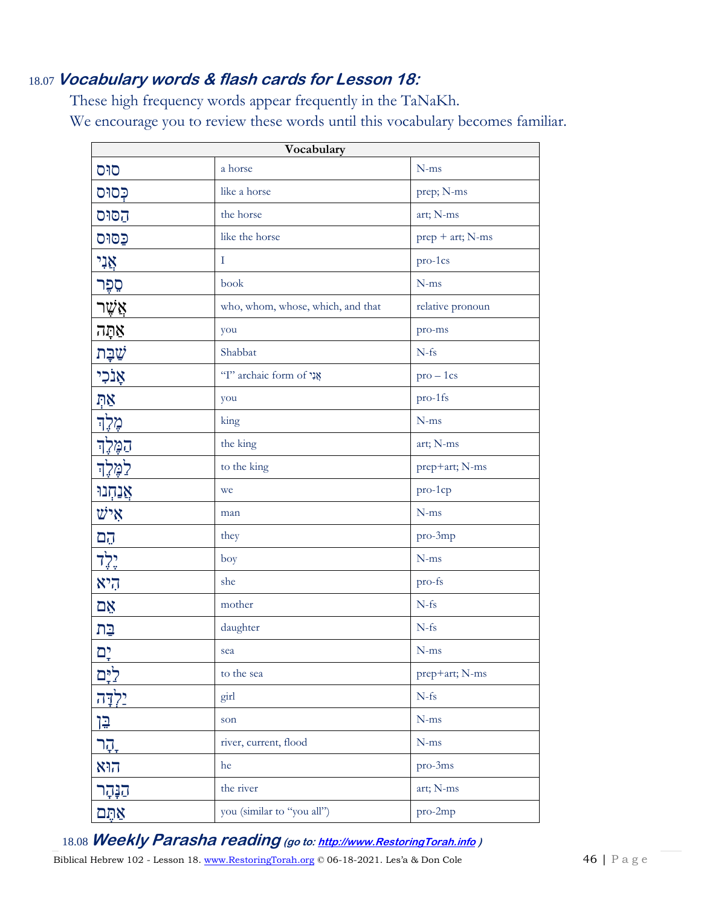18.07 ***Vocabulary words & flash cards for Lesson 18:***

These high frequency words appear frequently in the TaNaKh.

We encourage you to review these words until this vocabulary becomes familiar.

| Vocabulary | | |
|---|---|---|
| סוּס | a horse | N-ms |
| כְּסוּס | like a horse | prep; N-ms |
| הַסּוּס | the horse | art; N-ms |
| כַּסּוּס | like the horse | prep + art; N-ms |
| אֲנִי | I | pro-1cs |
| סֵפֶר | book | N-ms |
| אֲשֶׁר | who, whom, whose, which, and that | relative pronoun |
| אַתָּה | you | pro-ms |
| שַׁבָּת | Shabbat | N-fs |
| אָנֹכִי | "I" archaic form of אֲנִי | pro – 1cs |
| אַתְּ | you | pro-1fs |
| מֶלֶךְ | king | N-ms |
| הַמֶּלֶךְ | the king | art; N-ms |
| לַמֶּלֶךְ | to the king | prep+art; N-ms |
| אֲנַחְנוּ | we | pro-1cp |
| אִישׁ | man | N-ms |
| הֵם | they | pro-3mp |
| יֶלֶד | boy | N-ms |
| הִיא | she | pro-fs |
| אֵם | mother | N-fs |
| בַּת | daughter | N-fs |
| יָם | sea | N-ms |
| לַיָּם | to the sea | prep+art; N-ms |
| יַלְדָּה | girl | N-fs |
| בֵּן | son | N-ms |
| נָהָר | river, current, flood | N-ms |
| הוּא | he | pro-3ms |
| הַנָּהָר | the river | art; N-ms |
| אַתֶּם | you (similar to "you all") | pro-2mp |

18.08 ***Weekly Parasha reading*** *(go to: http://www.RestoringTorah.info )*